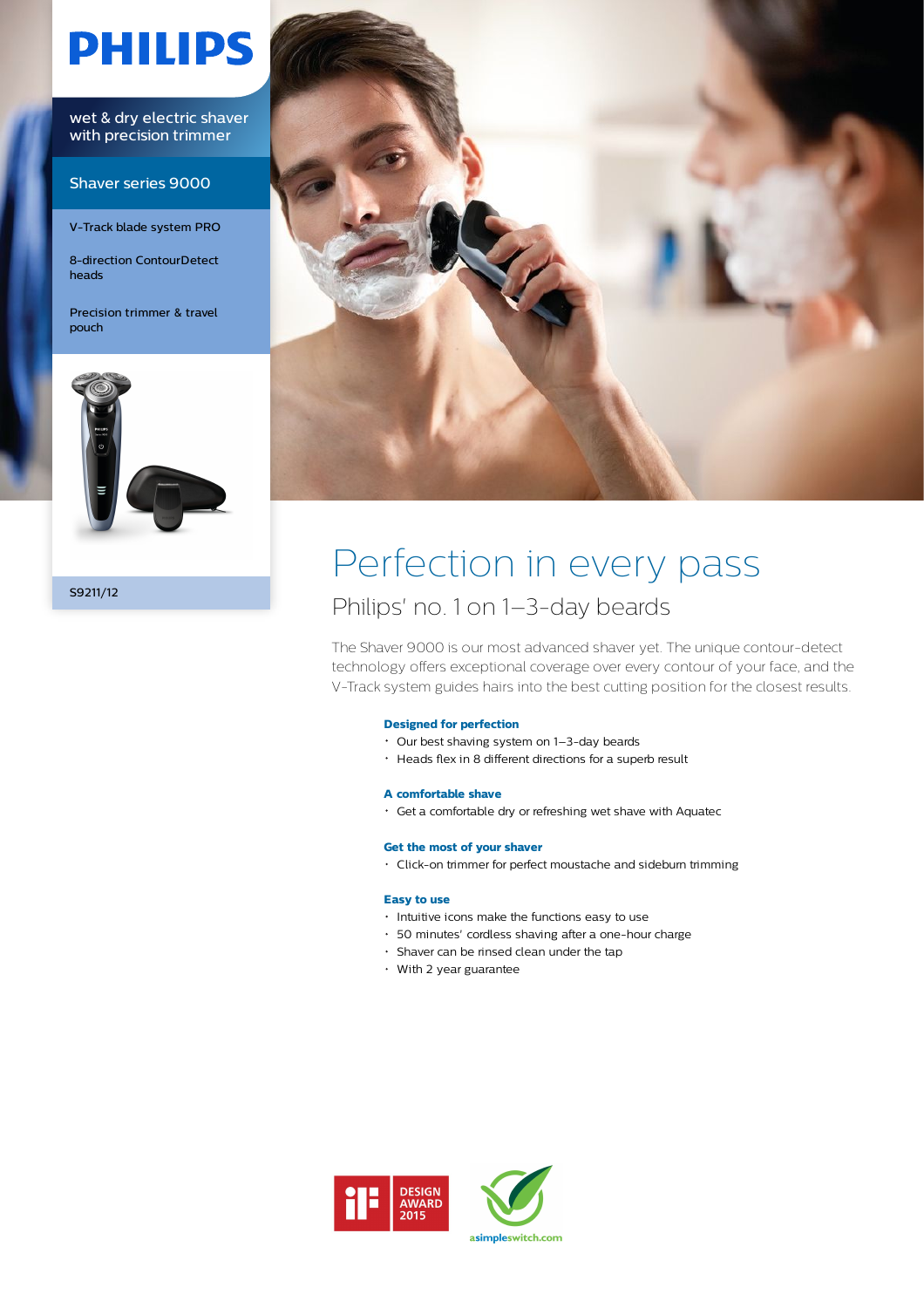# PHILIPS

wet & dry electric shaver with precision trimmer

Shaver series 9000

V-Track blade system PRO

8-direction ContourDetect heads

Precision trimmer & travel pouch

S9211/12

# Perfection in every pass

## Philips' no. 1 on 1–3-day beards

The Shaver 9000 is our most advanced shaver yet. The unique contour-detect technology offers exceptional coverage over every contour of your face, and the V-Track system guides hairs into the best cutting position for the closest results.

**Designed for perfection**
- Our best shaving system on 1–3-day beards
- Heads flex in 8 different directions for a superb result

**A comfortable shave**
- Get a comfortable dry or refreshing wet shave with Aquatec

**Get the most of your shaver**
- Click-on trimmer for perfect moustache and sideburn trimming

**Easy to use**
- Intuitive icons make the functions easy to use
- 50 minutes' cordless shaving after a one-hour charge
- Shaver can be rinsed clean under the tap
- With 2 year guarantee

iF DESIGN AWARD 2015

asimpleswitch.com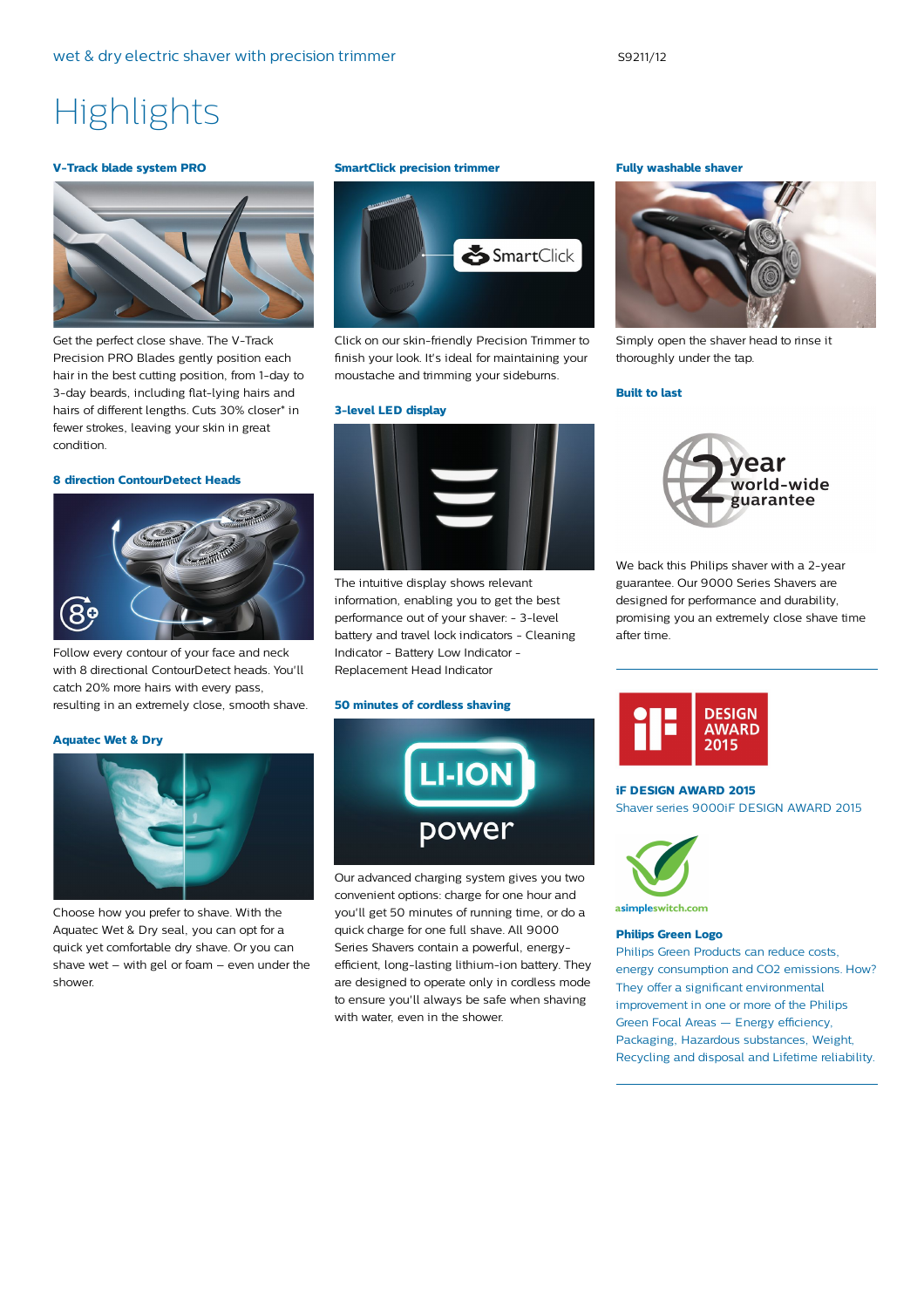# Highlights

### V-Track blade system PRO

Get the perfect close shave. The V-Track Precision PRO Blades gently position each hair in the best cutting position, from 1-day to 3-day beards, including flat-lying hairs and hairs of different lengths. Cuts 30% closer* in fewer strokes, leaving your skin in great condition.

### 8 direction ContourDetect Heads

Follow every contour of your face and neck with 8 directional ContourDetect heads. You'll catch 20% more hairs with every pass, resulting in an extremely close, smooth shave.

### Aquatec Wet & Dry

Choose how you prefer to shave. With the Aquatec Wet & Dry seal, you can opt for a quick yet comfortable dry shave. Or you can shave wet – with gel or foam – even under the shower.

### SmartClick precision trimmer

Click on our skin-friendly Precision Trimmer to finish your look. It's ideal for maintaining your moustache and trimming your sideburns.

### 3-level LED display

The intuitive display shows relevant information, enabling you to get the best performance out of your shaver: - 3-level battery and travel lock indicators - Cleaning Indicator - Battery Low Indicator - Replacement Head Indicator

### 50 minutes of cordless shaving

Our advanced charging system gives you two convenient options: charge for one hour and you'll get 50 minutes of running time, or do a quick charge for one full shave. All 9000 Series Shavers contain a powerful, energy-efficient, long-lasting lithium-ion battery. They are designed to operate only in cordless mode to ensure you'll always be safe when shaving with water, even in the shower.

### Fully washable shaver

Simply open the shaver head to rinse it thoroughly under the tap.

### Built to last

We back this Philips shaver with a 2-year guarantee. Our 9000 Series Shavers are designed for performance and durability, promising you an extremely close shave time after time.

### iF DESIGN AWARD 2015

Shaver series 9000iF DESIGN AWARD 2015

### Philips Green Logo

Philips Green Products can reduce costs, energy consumption and CO2 emissions. How? They offer a significant environmental improvement in one or more of the Philips Green Focal Areas — Energy efficiency, Packaging, Hazardous substances, Weight, Recycling and disposal and Lifetime reliability.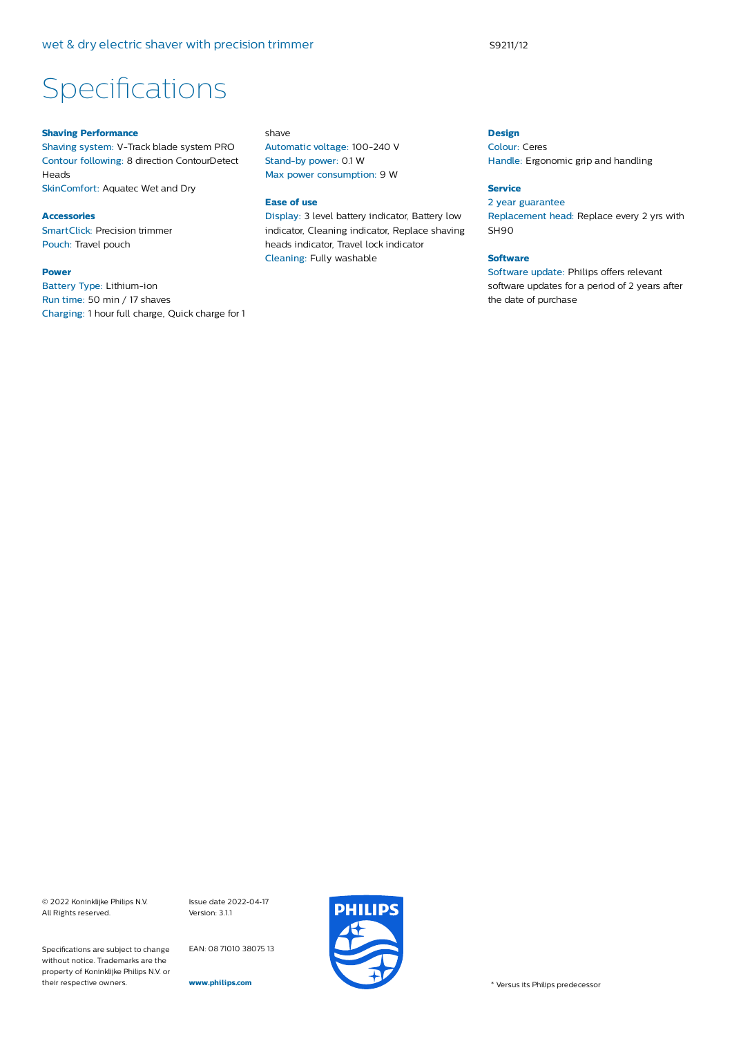# Specifications

### Shaving Performance

Shaving system: V-Track blade system PRO
Contour following: 8 direction ContourDetect Heads
SkinComfort: Aquatec Wet and Dry

### Accessories

SmartClick: Precision trimmer
Pouch: Travel pouch

### Power

Battery Type: Lithium-ion
Run time: 50 min / 17 shaves
Charging: 1 hour full charge, Quick charge for 1 shave
Automatic voltage: 100-240 V
Stand-by power: 0.1 W
Max power consumption: 9 W

### Ease of use

Display: 3 level battery indicator, Battery low indicator, Cleaning indicator, Replace shaving heads indicator, Travel lock indicator
Cleaning: Fully washable

### Design

Colour: Ceres
Handle: Ergonomic grip and handling

### Service

2 year guarantee
Replacement head: Replace every 2 yrs with SH90

### Software

Software update: Philips offers relevant software updates for a period of 2 years after the date of purchase

© 2022 Koninklijke Philips N.V.
All Rights reserved.

Specifications are subject to change without notice. Trademarks are the property of Koninklijke Philips N.V. or their respective owners.

Issue date 2022-04-17
Version: 3.1.1

EAN: 08 71010 38075 13

www.philips.com

\* Versus its Philips predecessor